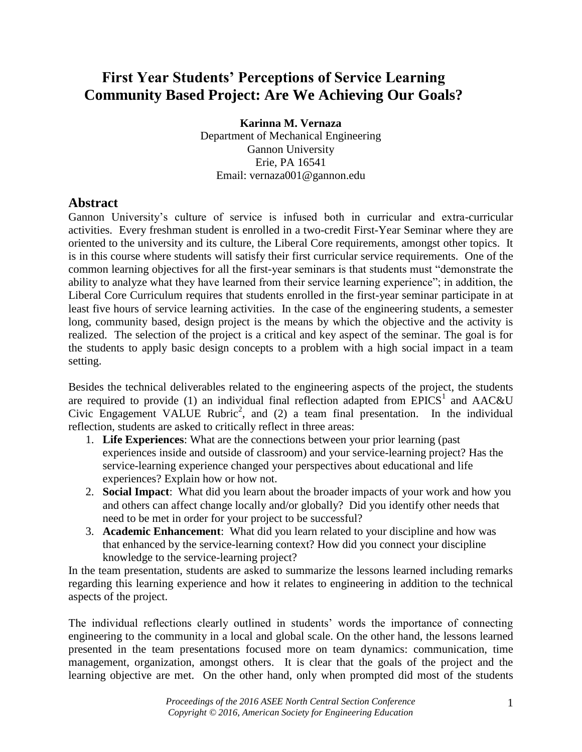# First Year Students' Perceptions of Service Learning Community Based Project: Are We Achieving Our Goals?

**Karinna M. Vernaza**
Department of Mechanical Engineering
Gannon University
Erie, PA 16541
Email: vernaza001@gannon.edu

## Abstract

Gannon University's culture of service is infused both in curricular and extra-curricular activities. Every freshman student is enrolled in a two-credit First-Year Seminar where they are oriented to the university and its culture, the Liberal Core requirements, amongst other topics. It is in this course where students will satisfy their first curricular service requirements. One of the common learning objectives for all the first-year seminars is that students must "demonstrate the ability to analyze what they have learned from their service learning experience"; in addition, the Liberal Core Curriculum requires that students enrolled in the first-year seminar participate in at least five hours of service learning activities. In the case of the engineering students, a semester long, community based, design project is the means by which the objective and the activity is realized. The selection of the project is a critical and key aspect of the seminar. The goal is for the students to apply basic design concepts to a problem with a high social impact in a team setting.

Besides the technical deliverables related to the engineering aspects of the project, the students are required to provide (1) an individual final reflection adapted from EPICS[1] and AAC&U Civic Engagement VALUE Rubric[2], and (2) a team final presentation. In the individual reflection, students are asked to critically reflect in three areas:

1. **Life Experiences**: What are the connections between your prior learning (past experiences inside and outside of classroom) and your service-learning project? Has the service-learning experience changed your perspectives about educational and life experiences? Explain how or how not.
2. **Social Impact**: What did you learn about the broader impacts of your work and how you and others can affect change locally and/or globally? Did you identify other needs that need to be met in order for your project to be successful?
3. **Academic Enhancement**: What did you learn related to your discipline and how was that enhanced by the service-learning context? How did you connect your discipline knowledge to the service-learning project?

In the team presentation, students are asked to summarize the lessons learned including remarks regarding this learning experience and how it relates to engineering in addition to the technical aspects of the project.

The individual reflections clearly outlined in students' words the importance of connecting engineering to the community in a local and global scale. On the other hand, the lessons learned presented in the team presentations focused more on team dynamics: communication, time management, organization, amongst others. It is clear that the goals of the project and the learning objective are met. On the other hand, only when prompted did most of the students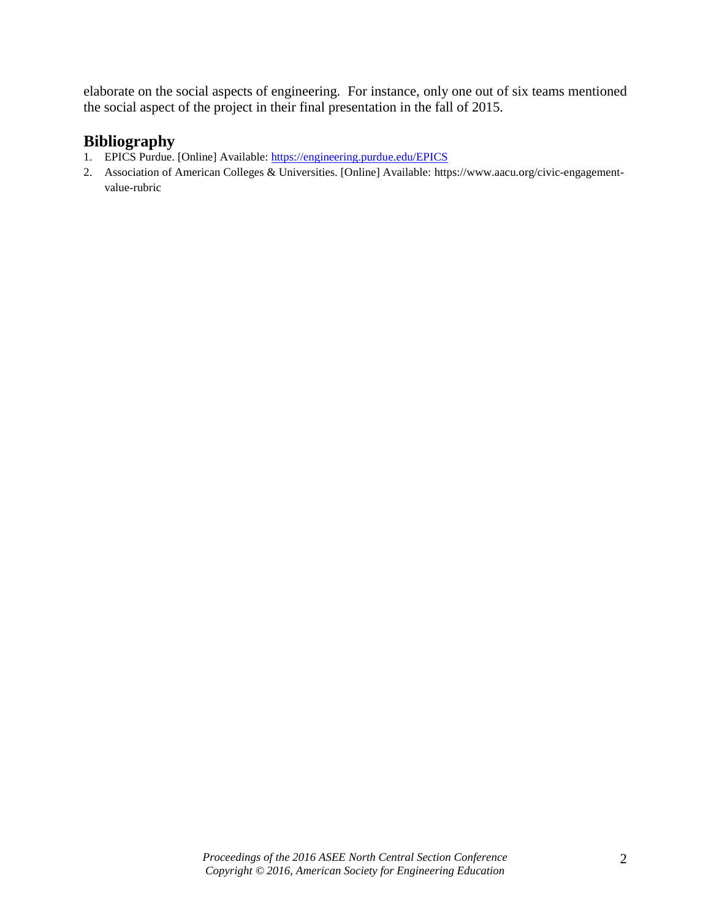elaborate on the social aspects of engineering. For instance, only one out of six teams mentioned the social aspect of the project in their final presentation in the fall of 2015.

## Bibliography

1. EPICS Purdue. [Online] Available: https://engineering.purdue.edu/EPICS
2. Association of American Colleges & Universities. [Online] Available: https://www.aacu.org/civic-engagement-value-rubric